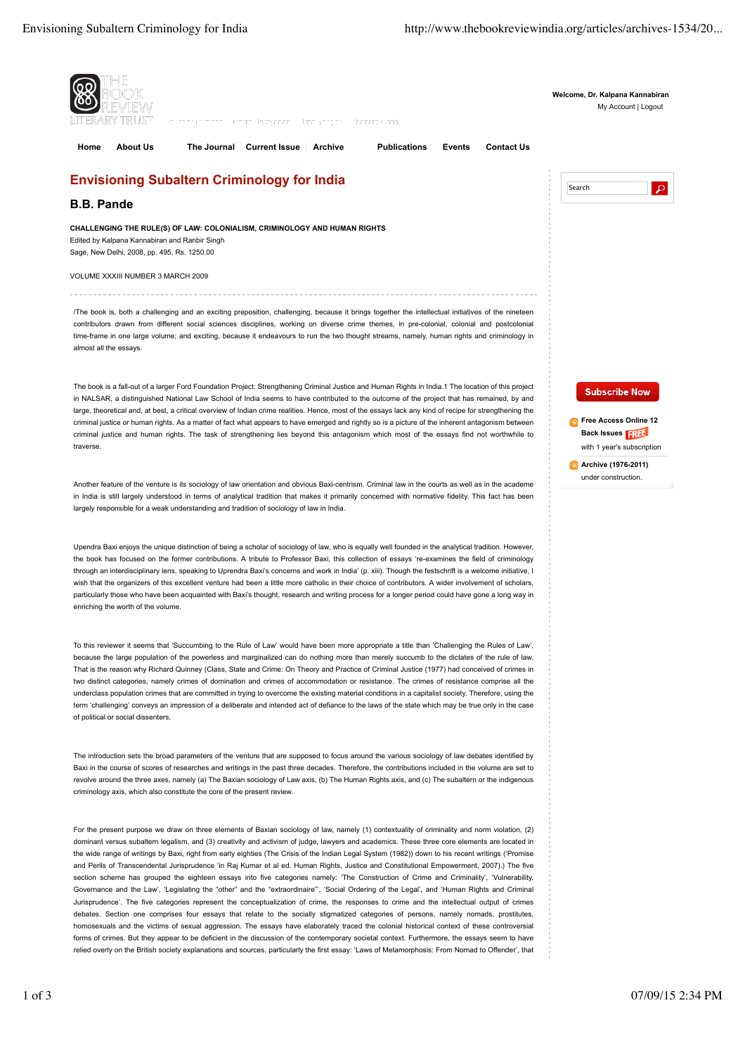# Envisioning Subaltern Criminology for India

## B.B. Pande

**CHALLENGING THE RULE(S) OF LAW: COLONIALISM, CRIMINOLOGY AND HUMAN RIGHTS**
Edited by Kalpana Kannabiran and Ranbir Singh
Sage, New Delhi, 2008, pp. 495, Rs. 1250.00

VOLUME XXXIII NUMBER 3 MARCH 2009

/The book is, both a challenging and an exciting preposition, challenging, because it brings together the intellectual initiatives of the nineteen contributors drawn from different social sciences disciplines, working on diverse crime themes, in pre-colonial, colonial and postcolonial time-frame in one large volume; and exciting, because it endeavours to run the two thought streams, namely, human rights and criminology in almost all the essays.

The book is a fall-out of a larger Ford Foundation Project: Strengthening Criminal Justice and Human Rights in India.1 The location of this project in NALSAR, a distinguished National Law School of India seems to have contributed to the outcome of the project that has remained, by and large, theoretical and, at best, a critical overview of Indian crime realities. Hence, most of the essays lack any kind of recipe for strengthening the criminal justice or human rights. As a matter of fact what appears to have emerged and rightly so is a picture of the inherent antagonism between criminal justice and human rights. The task of strengthening lies beyond this antagonism which most of the essays find not worthwhile to traverse.

Another feature of the venture is its sociology of law orientation and obvious Baxi-centrism. Criminal law in the courts as well as in the academe in India is still largely understood in terms of analytical tradition that makes it primarily concerned with normative fidelity. This fact has been largely responsible for a weak understanding and tradition of sociology of law in India.

Upendra Baxi enjoys the unique distinction of being a scholar of sociology of law, who is equally well founded in the analytical tradition. However, the book has focused on the former contributions. A tribute to Professor Baxi, this collection of essays 're-examines the field of criminology through an interdisciplinary lens, speaking to Uprendra Baxi's concerns and work in India' (p. xiii). Though the festschrift is a welcome initiative, I wish that the organizers of this excellent venture had been a little more catholic in their choice of contributors. A wider involvement of scholars, particularly those who have been acquainted with Baxi's thought, research and writing process for a longer period could have gone a long way in enriching the worth of the volume.

To this reviewer it seems that 'Succumbing to the Rule of Law' would have been more appropriate a title than 'Challenging the Rules of Law', because the large population of the powerless and marginalized can do nothing more than merely succumb to the dictates of the rule of law. That is the reason why Richard Quinney (Class, State and Crime: On Theory and Practice of Criminal Justice (1977) had conceived of crimes in two distinct categories, namely crimes of domination and crimes of accommodation or resistance. The crimes of resistance comprise all the underclass population crimes that are committed in trying to overcome the existing material conditions in a capitalist society. Therefore, using the term 'challenging' conveys an impression of a deliberate and intended act of defiance to the laws of the state which may be true only in the case of political or social dissenters.

The introduction sets the broad parameters of the venture that are supposed to focus around the various sociology of law debates identified by Baxi in the course of scores of researches and writings in the past three decades. Therefore, the contributions included in the volume are set to revolve around the three axes, namely (a) The Baxian sociology of Law axis, (b) The Human Rights axis, and (c) The subaltern or the indigenous criminology axis, which also constitute the core of the present review.

For the present purpose we draw on three elements of Baxian sociology of law, namely (1) contextuality of criminality and norm violation, (2) dominant versus subaltern legalism, and (3) creativity and activism of judge, lawyers and academics. These three core elements are located in the wide range of writings by Baxi, right from early eighties (The Crisis of the Indian Legal System (1982)) down to his recent writings ('Promise and Perils of Transcendental Jurisprudence 'in Raj Kumar et al ed. Human Rights, Justice and Constitutional Empowerment, 2007).) The five section scheme has grouped the eighteen essays into five categories namely: 'The Construction of Crime and Criminality', 'Vulnerability, Governance and the Law', 'Legislating the "other" and the "extraordinaire"', 'Social Ordering of the Legal', and 'Human Rights and Criminal Jurisprudence'. The five categories represent the conceptualization of crime, the responses to crime and the intellectual output of crimes debates. Section one comprises four essays that relate to the socially stigmatized categories of persons, namely nomads, prostitutes, homosexuals and the victims of sexual aggression. The essays have elaborately traced the colonial historical context of these controversial forms of crimes. But they appear to be deficient in the discussion of the contemporary societal context. Furthermore, the essays seem to have relied overly on the British society explanations and sources, particularly the first essay: 'Laws of Metamorphosis: From Nomad to Offender', that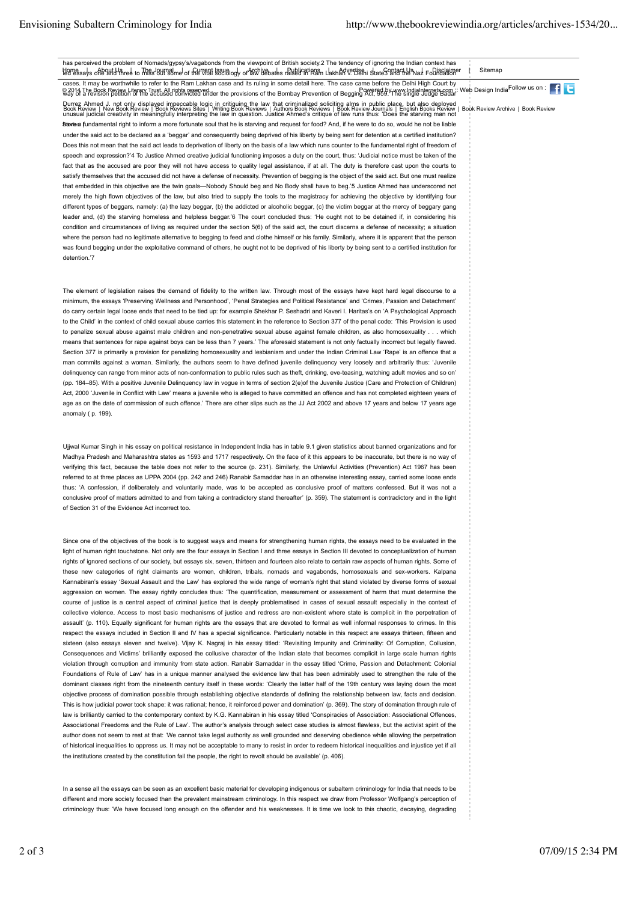has perceived the problem of Nomads/gypsy's/vagabonds from the viewpoint of British society.2 The tendency of ignoring the Indian context has led essays one and three to miss out some of the vital sociology of law debates raised in Ram Lakhan v. Delhi State and the Naz Foundation cases. It may be worthwhile to refer to the Ram Lakhan case and its ruling in some detail here. The case came before the Delhi High Court by way of a revision petition of the accused convicted under the provisions of the Bombay Prevention of Begging Act, 959. The single Judge Badar Durrez Ahmed J. not only displayed impeccable logic in critiquing the law that criminalized soliciting alms in public place, but also deployed unusual judicial creativity in meaningfully interpreting the law in question. Justice Ahmed's critique of law runs thus: 'Does the starving man not have a fundamental right to inform a more fortunate soul that he is starving and request for food? And, if he were to do so, would he not be liable under the said act to be declared as a 'beggar' and consequently being deprived of his liberty by being sent for detention at a certified institution? Does this not mean that the said act leads to deprivation of liberty on the basis of a law which runs counter to the fundamental right of freedom of speech and expression?'4 To Justice Ahmed creative judicial functioning imposes a duty on the court, thus: 'Judicial notice must be taken of the fact that as the accused are poor they will not have access to quality legal assistance, if at all. The duty is therefore cast upon the courts to satisfy themselves that the accused did not have a defense of necessity. Prevention of begging is the object of the said act. But one must realize that embedded in this objective are the twin goals—Nobody Should beg and No Body shall have to beg.'5 Justice Ahmed has underscored not merely the high flown objectives of the law, but also tried to supply the tools to the magistracy for achieving the objective by identifying four different types of beggars, namely: (a) the lazy beggar, (b) the addicted or alcoholic beggar, (c) the victim beggar at the mercy of beggary gang leader and, (d) the starving homeless and helpless beggar.'6 The court concluded thus: 'He ought not to be detained if, in considering his condition and circumstances of living as required under the section 5(6) of the said act, the court discerns a defense of necessity; a situation where the person had no legitimate alternative to begging to feed and clothe himself or his family. Similarly, where it is apparent that the person was found begging under the exploitative command of others, he ought not to be deprived of his liberty by being sent to a certified institution for detention.'7

The element of legislation raises the demand of fidelity to the written law. Through most of the essays have kept hard legal discourse to a minimum, the essays 'Preserving Wellness and Personhood', 'Penal Strategies and Political Resistance' and 'Crimes, Passion and Detachment' do carry certain legal loose ends that need to be tied up: for example Shekhar P. Seshadri and Kaveri I. Haritas's on 'A Psychological Approach to the Child' in the context of child sexual abuse carries this statement in the reference to Section 377 of the penal code: 'This Provision is used to penalize sexual abuse against male children and non-penetrative sexual abuse against female children, as also homosexuality . . . which means that sentences for rape against boys can be less than 7 years.' The aforesaid statement is not only factually incorrect but legally flawed. Section 377 is primarily a provision for penalizing homosexuality and lesbianism and under the Indian Criminal Law 'Rape' is an offence that a man commits against a woman. Similarly, the authors seem to have defined juvenile delinquency very loosely and arbitrarily thus: 'Juvenile delinquency can range from minor acts of non-conformation to public rules such as theft, drinking, eve-teasing, watching adult movies and so on' (pp. 184–85). With a positive Juvenile Delinquency law in vogue in terms of section 2(e)of the Juvenile Justice (Care and Protection of Children) Act, 2000 'Juvenile in Conflict with Law' means a juvenile who is alleged to have committed an offence and has not completed eighteen years of age as on the date of commission of such offence.' There are other slips such as the JJ Act 2002 and above 17 years and below 17 years age anomaly ( p. 199).

Ujjwal Kumar Singh in his essay on political resistance in Independent India has in table 9.1 given statistics about banned organizations and for Madhya Pradesh and Maharashtra states as 1593 and 1717 respectively. On the face of it this appears to be inaccurate, but there is no way of verifying this fact, because the table does not refer to the source (p. 231). Similarly, the Unlawful Activities (Prevention) Act 1967 has been referred to at three places as UPPA 2004 (pp. 242 and 246) Ranabir Samaddar has in an otherwise interesting essay, carried some loose ends thus: 'A confession, if deliberately and voluntarily made, was to be accepted as conclusive proof of matters confessed. But it was not a conclusive proof of matters admitted to and from taking a contradictory stand thereafter' (p. 359). The statement is contradictory and in the light of Section 31 of the Evidence Act incorrect too.

Since one of the objectives of the book is to suggest ways and means for strengthening human rights, the essays need to be evaluated in the light of human right touchstone. Not only are the four essays in Section I and three essays in Section III devoted to conceptualization of human rights of ignored sections of our society, but essays six, seven, thirteen and fourteen also relate to certain raw aspects of human rights. Some of these new categories of right claimants are women, children, tribals, nomads and vagabonds, homosexuals and sex-workers. Kalpana Kannabiran's essay 'Sexual Assault and the Law' has explored the wide range of woman's right that stand violated by diverse forms of sexual aggression on women. The essay rightly concludes thus: 'The quantification, measurement or assessment of harm that must determine the course of justice is a central aspect of criminal justice that is deeply problematised in cases of sexual assault especially in the context of collective violence. Access to most basic mechanisms of justice and redress are non-existent where state is complicit in the perpetration of assault' (p. 110). Equally significant for human rights are the essays that are devoted to formal as well informal responses to crimes. In this respect the essays included in Section II and IV has a special significance. Particularly notable in this respect are essays thirteen, fifteen and sixteen (also essays eleven and twelve). Vijay K. Nagraj in his essay titled: 'Revisiting Impunity and Criminality: Of Corruption, Collusion, Consequences and Victims' brilliantly exposed the collusive character of the Indian state that becomes complicit in large scale human rights violation through corruption and immunity from state action. Ranabir Samaddar in the essay titled 'Crime, Passion and Detachment: Colonial Foundations of Rule of Law' has in a unique manner analysed the evidence law that has been admirably used to strengthen the rule of the dominant classes right from the nineteenth century itself in these words: 'Clearly the latter half of the 19th century was laying down the most objective process of domination possible through establishing objective standards of defining the relationship between law, facts and decision. This is how judicial power took shape: it was rational; hence, it reinforced power and domination' (p. 369). The story of domination through rule of law is brilliantly carried to the contemporary context by K.G. Kannabiran in his essay titled 'Conspiracies of Association: Associational Offences, Associational Freedoms and the Rule of Law'. The author's analysis through select case studies is almost flawless, but the activist spirit of the author does not seem to rest at that: 'We cannot take legal authority as well grounded and deserving obedience while allowing the perpetration of historical inequalities to oppress us. It may not be acceptable to many to resist in order to redeem historical inequalities and injustice yet if all the institutions created by the constitution fail the people, the right to revolt should be available' (p. 406).

In a sense all the essays can be seen as an excellent basic material for developing indigenous or subaltern criminology for India that needs to be different and more society focused than the prevalent mainstream criminology. In this respect we draw from Professor Wolfgang's perception of criminology thus: 'We have focused long enough on the offender and his weaknesses. It is time we look to this chaotic, decaying, degrading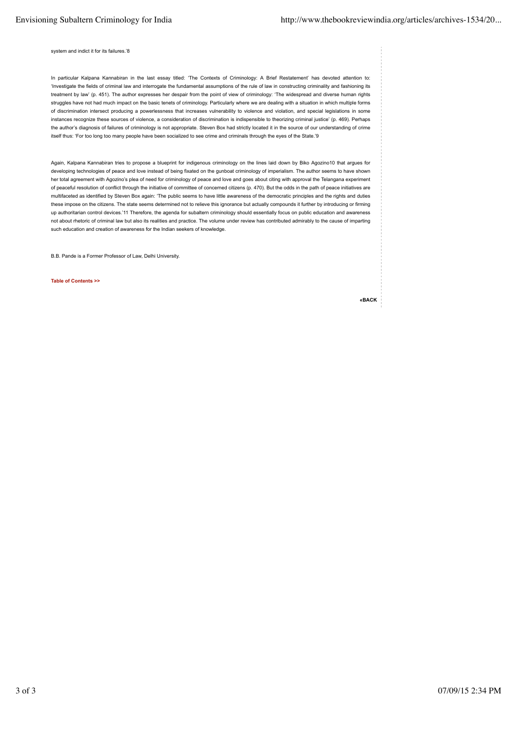system and indict it for its failures.'8

In particular Kalpana Kannabiran in the last essay titled: 'The Contexts of Criminology: A Brief Restatement' has devoted attention to: 'Investigate the fields of criminal law and interrogate the fundamental assumptions of the rule of law in constructing criminality and fashioning its treatment by law' (p. 451). The author expresses her despair from the point of view of criminology: 'The widespread and diverse human rights struggles have not had much impact on the basic tenets of criminology. Particularly where we are dealing with a situation in which multiple forms of discrimination intersect producing a powerlessness that increases vulnerability to violence and violation, and special legislations in some instances recognize these sources of violence, a consideration of discrimination is indispensible to theorizing criminal justice' (p. 469). Perhaps the author's diagnosis of failures of criminology is not appropriate. Steven Box had strictly located it in the source of our understanding of crime itself thus: 'For too long too many people have been socialized to see crime and criminals through the eyes of the State.'9

Again, Kalpana Kannabiran tries to propose a blueprint for indigenous criminology on the lines laid down by Biko Agozino10 that argues for developing technologies of peace and love instead of being fixated on the gunboat criminology of imperialism. The author seems to have shown her total agreement with Agozino's plea of need for criminology of peace and love and goes about citing with approval the Telangana experiment of peaceful resolution of conflict through the initiative of committee of concerned citizens (p. 470). But the odds in the path of peace initiatives are multifaceted as identified by Steven Box again: 'The public seems to have little awareness of the democratic principles and the rights and duties these impose on the citizens. The state seems determined not to relieve this ignorance but actually compounds it further by introducing or firming up authoritarian control devices.'11 Therefore, the agenda for subaltern criminology should essentially focus on public education and awareness not about rhetoric of criminal law but also its realities and practice. The volume under review has contributed admirably to the cause of imparting such education and creation of awareness for the Indian seekers of knowledge.

B.B. Pande is a Former Professor of Law, Delhi University.

**Table of Contents >>**

**«BACK**